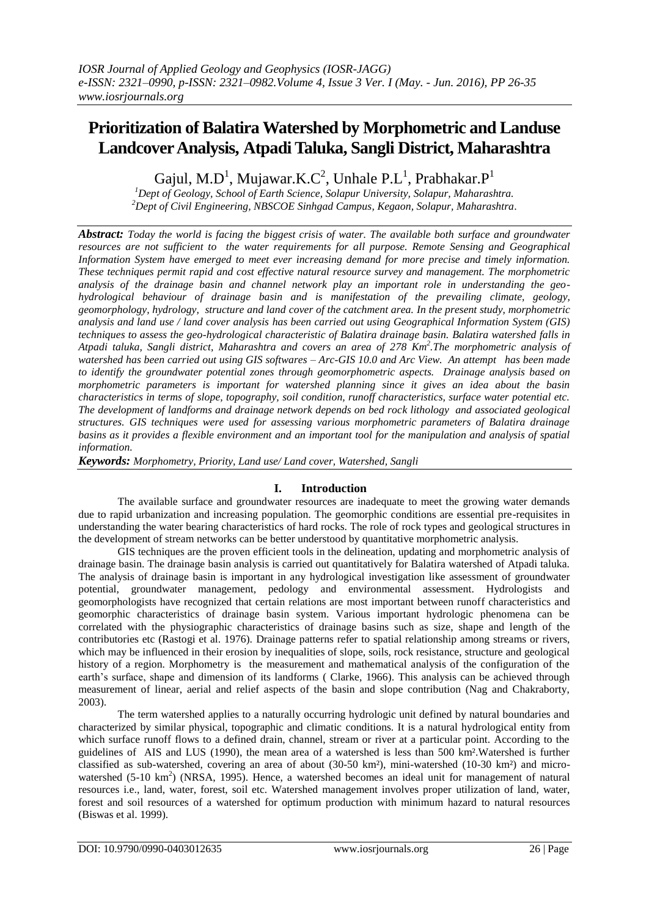# Prioritization of Balatira Watershed by Morphometric and Landuse Landcover Analysis, Atpadi Taluka, Sangli District, Maharashtra

Gajul, M.D[1], Mujawar.K.C[2], Unhale P.L[1], Prabhakar.P[1]

[1]Dept of Geology, School of Earth Science, Solapur University, Solapur, Maharashtra.
[2]Dept of Civil Engineering, NBSCOE Sinhgad Campus, Kegaon, Solapur, Maharashtra.

***Abstract:*** *Today the world is facing the biggest crisis of water. The available both surface and groundwater resources are not sufficient to the water requirements for all purpose. Remote Sensing and Geographical Information System have emerged to meet ever increasing demand for more precise and timely information. These techniques permit rapid and cost effective natural resource survey and management. The morphometric analysis of the drainage basin and channel network play an important role in understanding the geo-hydrological behaviour of drainage basin and is manifestation of the prevailing climate, geology, geomorphology, hydrology, structure and land cover of the catchment area. In the present study, morphometric analysis and land use / land cover analysis has been carried out using Geographical Information System (GIS) techniques to assess the geo-hydrological characteristic of Balatira drainage basin. Balatira watershed falls in Atpadi taluka, Sangli district, Maharashtra and covers an area of 278 Km$^2$.The morphometric analysis of watershed has been carried out using GIS softwares – Arc-GIS 10.0 and Arc View. An attempt has been made to identify the groundwater potential zones through geomorphometric aspects. Drainage analysis based on morphometric parameters is important for watershed planning since it gives an idea about the basin characteristics in terms of slope, topography, soil condition, runoff characteristics, surface water potential etc. The development of landforms and drainage network depends on bed rock lithology and associated geological structures. GIS techniques were used for assessing various morphometric parameters of Balatira drainage basins as it provides a flexible environment and an important tool for the manipulation and analysis of spatial information.*

***Keywords:*** *Morphometry, Priority, Land use/ Land cover, Watershed, Sangli*

## I. Introduction

The available surface and groundwater resources are inadequate to meet the growing water demands due to rapid urbanization and increasing population. The geomorphic conditions are essential pre-requisites in understanding the water bearing characteristics of hard rocks. The role of rock types and geological structures in the development of stream networks can be better understood by quantitative morphometric analysis.

GIS techniques are the proven efficient tools in the delineation, updating and morphometric analysis of drainage basin. The drainage basin analysis is carried out quantitatively for Balatira watershed of Atpadi taluka. The analysis of drainage basin is important in any hydrological investigation like assessment of groundwater potential, groundwater management, pedology and environmental assessment. Hydrologists and geomorphologists have recognized that certain relations are most important between runoff characteristics and geomorphic characteristics of drainage basin system. Various important hydrologic phenomena can be correlated with the physiographic characteristics of drainage basins such as size, shape and length of the contributories etc (Rastogi et al. 1976). Drainage patterns refer to spatial relationship among streams or rivers, which may be influenced in their erosion by inequalities of slope, soils, rock resistance, structure and geological history of a region. Morphometry is the measurement and mathematical analysis of the configuration of the earth's surface, shape and dimension of its landforms ( Clarke, 1966). This analysis can be achieved through measurement of linear, aerial and relief aspects of the basin and slope contribution (Nag and Chakraborty, 2003).

The term watershed applies to a naturally occurring hydrologic unit defined by natural boundaries and characterized by similar physical, topographic and climatic conditions. It is a natural hydrological entity from which surface runoff flows to a defined drain, channel, stream or river at a particular point. According to the guidelines of AIS and LUS (1990), the mean area of a watershed is less than 500 km².Watershed is further classified as sub-watershed, covering an area of about (30-50 km²), mini-watershed (10-30 km²) and micro-watershed (5-10 km$^2$) (NRSA, 1995). Hence, a watershed becomes an ideal unit for management of natural resources i.e., land, water, forest, soil etc. Watershed management involves proper utilization of land, water, forest and soil resources of a watershed for optimum production with minimum hazard to natural resources (Biswas et al. 1999).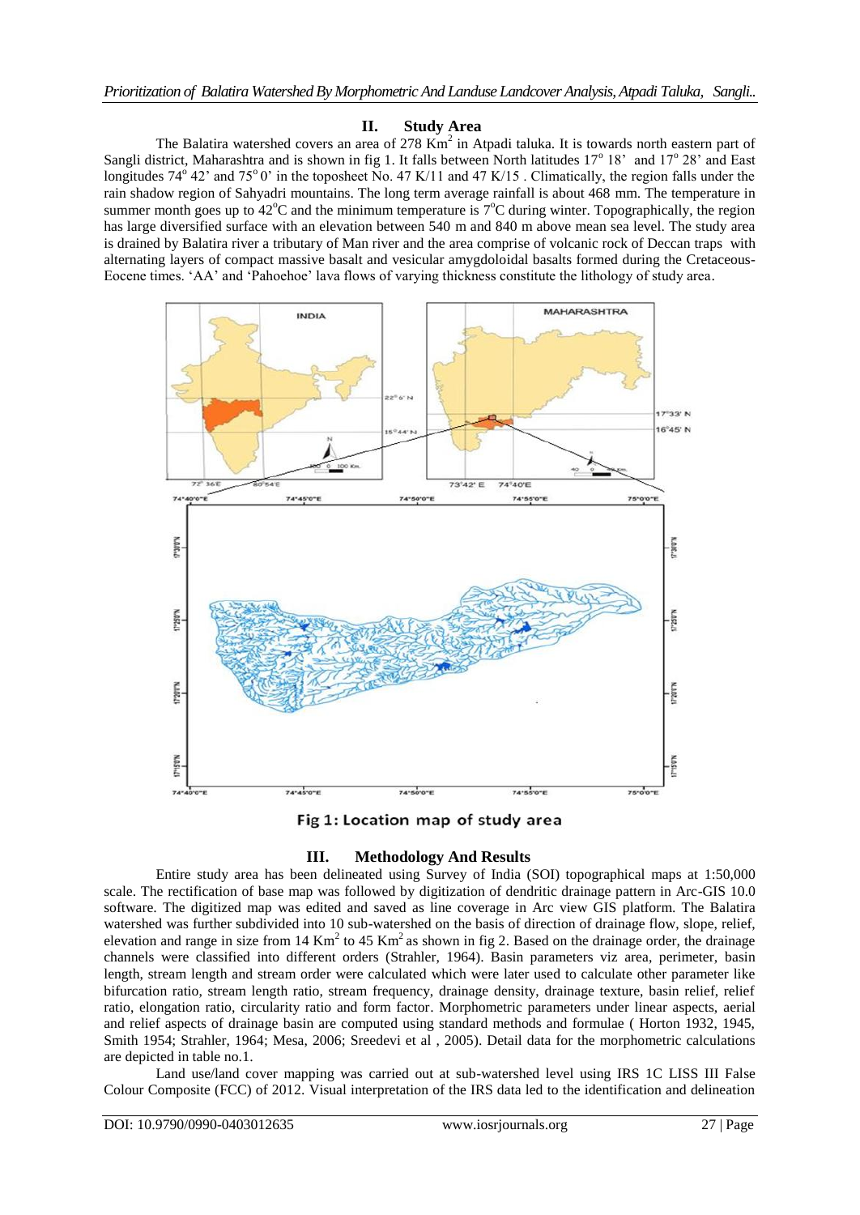## II. Study Area

The Balatira watershed covers an area of 278 $Km^2$ in Atpadi taluka. It is towards north eastern part of Sangli district, Maharashtra and is shown in fig 1. It falls between North latitudes 17° 18' and 17° 28' and East longitudes 74° 42' and 75° 0' in the toposheet No. 47 K/11 and 47 K/15 . Climatically, the region falls under the rain shadow region of Sahyadri mountains. The long term average rainfall is about 468 mm. The temperature in summer month goes up to 42°C and the minimum temperature is 7°C during winter. Topographically, the region has large diversified surface with an elevation between 540 m and 840 m above mean sea level. The study area is drained by Balatira river a tributary of Man river and the area comprise of volcanic rock of Deccan traps with alternating layers of compact massive basalt and vesicular amygdoloidal basalts formed during the Cretaceous-Eocene times. 'AA' and 'Pahoehoe' lava flows of varying thickness constitute the lithology of study area.

Fig 1: Location map of study area

## III. Methodology And Results

Entire study area has been delineated using Survey of India (SOI) topographical maps at 1:50,000 scale. The rectification of base map was followed by digitization of dendritic drainage pattern in Arc-GIS 10.0 software. The digitized map was edited and saved as line coverage in Arc view GIS platform. The Balatira watershed was further subdivided into 10 sub-watershed on the basis of direction of drainage flow, slope, relief, elevation and range in size from 14 $Km^2$ to 45 $Km^2$ as shown in fig 2. Based on the drainage order, the drainage channels were classified into different orders (Strahler, 1964). Basin parameters viz area, perimeter, basin length, stream length and stream order were calculated which were later used to calculate other parameter like bifurcation ratio, stream length ratio, stream frequency, drainage density, drainage texture, basin relief, relief ratio, elongation ratio, circularity ratio and form factor. Morphometric parameters under linear aspects, aerial and relief aspects of drainage basin are computed using standard methods and formulae ( Horton 1932, 1945, Smith 1954; Strahler, 1964; Mesa, 2006; Sreedevi et al , 2005). Detail data for the morphometric calculations are depicted in table no.1.

Land use/land cover mapping was carried out at sub-watershed level using IRS 1C LISS III False Colour Composite (FCC) of 2012. Visual interpretation of the IRS data led to the identification and delineation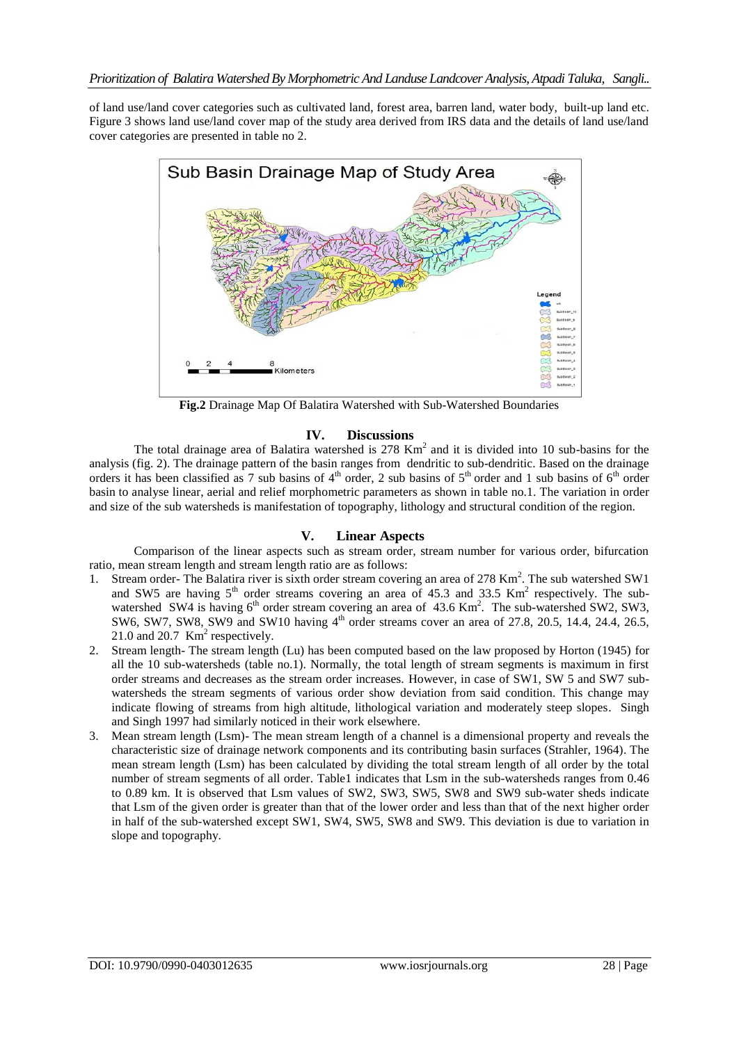of land use/land cover categories such as cultivated land, forest area, barren land, water body, built-up land etc. Figure 3 shows land use/land cover map of the study area derived from IRS data and the details of land use/land cover categories are presented in table no 2.

**Fig.2** Drainage Map Of Balatira Watershed with Sub-Watershed Boundaries

## IV. Discussions

The total drainage area of Balatira watershed is 278 $Km^2$ and it is divided into 10 sub-basins for the analysis (fig. 2). The drainage pattern of the basin ranges from dendritic to sub-dendritic. Based on the drainage orders it has been classified as 7 sub basins of $4^{th}$ order, 2 sub basins of $5^{th}$ order and 1 sub basins of $6^{th}$ order basin to analyse linear, aerial and relief morphometric parameters as shown in table no.1. The variation in order and size of the sub watersheds is manifestation of topography, lithology and structural condition of the region.

## V. Linear Aspects

Comparison of the linear aspects such as stream order, stream number for various order, bifurcation ratio, mean stream length and stream length ratio are as follows:

1. Stream order- The Balatira river is sixth order stream covering an area of 278 $Km^2$. The sub watershed SW1 and SW5 are having $5^{th}$ order streams covering an area of 45.3 and 33.5 $Km^2$ respectively. The sub-watershed SW4 is having $6^{th}$ order stream covering an area of 43.6 $Km^2$. The sub-watershed SW2, SW3, SW6, SW7, SW8, SW9 and SW10 having $4^{th}$ order streams cover an area of 27.8, 20.5, 14.4, 24.4, 26.5, 21.0 and 20.7 $Km^2$ respectively.
2. Stream length- The stream length (Lu) has been computed based on the law proposed by Horton (1945) for all the 10 sub-watersheds (table no.1). Normally, the total length of stream segments is maximum in first order streams and decreases as the stream order increases. However, in case of SW1, SW 5 and SW7 sub-watersheds the stream segments of various order show deviation from said condition. This change may indicate flowing of streams from high altitude, lithological variation and moderately steep slopes. Singh and Singh 1997 had similarly noticed in their work elsewhere.
3. Mean stream length (Lsm)- The mean stream length of a channel is a dimensional property and reveals the characteristic size of drainage network components and its contributing basin surfaces (Strahler, 1964). The mean stream length (Lsm) has been calculated by dividing the total stream length of all order by the total number of stream segments of all order. Table1 indicates that Lsm in the sub-watersheds ranges from 0.46 to 0.89 km. It is observed that Lsm values of SW2, SW3, SW5, SW8 and SW9 sub-water sheds indicate that Lsm of the given order is greater than that of the lower order and less than that of the next higher order in half of the sub-watershed except SW1, SW4, SW5, SW8 and SW9. This deviation is due to variation in slope and topography.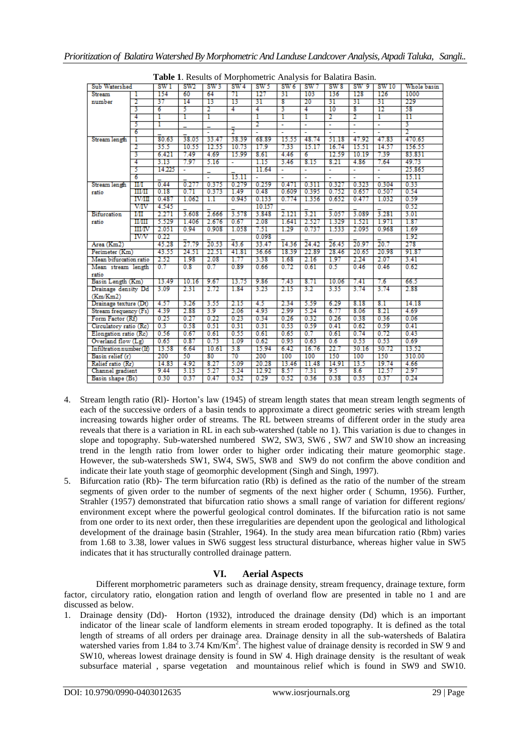**Table 1**. Results of Morphometric Analysis for Balatira Basin.

| Sub Watershed | | SW 1 | SW2 | SW 3 | SW 4 | SW 5 | SW 6 | SW 7 | SW 8 | SW 9 | SW 10 | Whole basin |
|---|---|---|---|---|---|---|---|---|---|---|---|---|
| Stream number | I | 154 | 60 | 64 | 71 | 127 | 31 | 103 | 136 | 128 | 126 | 1000 |
| | 2 | 37 | 14 | 13 | 13 | 31 | 8 | 20 | 31 | 31 | 31 | 229 |
| | 3 | 6 | 5 | 2 | 4 | 4 | 3 | 4 | 10 | 8 | 12 | 58 |
| | 4 | 1 | 1 | 1 | | 1 | 1 | 1 | 2 | 2 | 1 | 11 |
| | 5 | 1 | _ | _ | | 2 | - | - | - | - | - | 3 |
| | 6 | _ | _ | - | 2 | - | - | - | - | - | - | 2 |
| Stream length | I | 80.63 | 38.05 | 33.47 | 38.39 | 68.89 | 15.55 | 48.74 | 51.18 | 47.92 | 47.83 | 470.65 |
| | 2 | 35.5 | 10.55 | 12.55 | 10.73 | 17.9 | 7.33 | 15.17 | 16.74 | 15.51 | 14.57 | 156.55 |
| | 3 | 6.421 | 7.49 | 4.69 | 15.99 | 8.61 | 4.46 | 6 | 12.59 | 10.19 | 7.39 | 83.831 |
| | 4 | 3.13 | 7.97 | 5.16 | - | 1.15 | 3.46 | 8.15 | 8.21 | 4.86 | 7.64 | 49.73 |
| | 5 | 14.225 | - | _ | _ | 11.64 | - | - | - | - | - | 25.865 |
| | 6 | _ | _ | - | 15.11 | - | - | - | - | - | - | 15.11 |
| Stream length ratio | II/I | 0.44 | 0.277 | 0.375 | 0.279 | 0.259 | 0.471 | 0.311 | 0.327 | 0.323 | 0.304 | 0.33 |
| | III/II | 0.18 | 0.71 | 0.373 | 1.49 | 0.48 | 0.609 | 0.395 | 0.752 | 0.657 | 0.507 | 0.54 |
| | IV/III | 0.487 | 1.062 | 1.1 | 0.945 | 0.133 | 0.774 | 1.356 | 0.652 | 0.477 | 1.032 | 0.59 |
| | V/IV | 4.545 | _ | _ | _ | 10.157 | _ | _ | _ | _ | _ | 0.52 |
| Bifurcation ratio | I/II | 2.271 | 3.608 | 2.666 | 3.578 | 3.848 | 2.121 | 3.21 | 3.057 | 3.089 | 3.281 | 3.01 |
| | II/III | 5.529 | 1.406 | 2.676 | 0.67 | 2.08 | 1.641 | 2.527 | 1.329 | 1.521 | 1.971 | 1.87 |
| | III/IV | 2.051 | 0.94 | 0.908 | 1.058 | 7.51 | 1.29 | 0.737 | 1.533 | 2.095 | 0.968 | 1.69 |
| | IV/V | 0.22 | _ | _ | _ | 0.098 | _ | _ | _ | _ | _ | 1.92 |
| Area (Km2) | | 45.28 | 27.79 | 20.53 | 43.6 | 35.47 | 14.36 | 24.42 | 26.45 | 20.97 | 20.7 | 278 |
| Perimeter (Km) | | 43.55 | 24.51 | 22.51 | 41.81 | 36.66 | 18.39 | 22.89 | 28.46 | 20.65 | 20.98 | 91.87 |
| Mean bifurcation ratio | | 2.52 | 1.98 | 2.08 | 1.77 | 3.38 | 1.68 | 2.16 | 1.97 | 2.24 | 2.07 | 3.41 |
| Mean stream length ratio | | 0.7 | 0.8 | 0.7 | 0.89 | 0.66 | 0.72 | 0.61 | 0.5 | 0.46 | 0.46 | 0.62 |
| Basin Length (Km) | | 13.49 | 10.16 | 9.67 | 13.75 | 9.86 | 7.43 | 8.71 | 10.06 | 7.41 | 7.6 | 66.5 |
| Drainage density Dd (Km/Km2) | | 3.09 | 2.31 | 2.72 | 1.84 | 3.23 | 2.15 | 3.2 | 3.35 | 3.74 | 3.74 | 2.88 |
| Drainage texture (Dt) | | 4.57 | 3.26 | 3.55 | 2.15 | 4.5 | 2.34 | 5.59 | 6.29 | 8.18 | 8.1 | 14.18 |
| Stream frequency (Fs) | | 4.39 | 2.88 | 3.9 | 2.06 | 4.93 | 2.99 | 5.24 | 6.77 | 8.06 | 8.21 | 4.69 |
| Form Factor (Rf) | | 0.25 | 0.27 | 0.22 | 0.23 | 0.34 | 0.26 | 0.32 | 0.26 | 0.38 | 0.36 | 0.06 |
| Circulatory ratio (Rc) | | 0.3 | 0.58 | 0.51 | 0.31 | 0.31 | 0.53 | 0.59 | 0.41 | 0.62 | 0.59 | 0.41 |
| Elongation ratio (Re) | | 0.56 | 0.67 | 0.61 | 0.55 | 0.61 | 0.65 | 0.7 | 0.61 | 0.74 | 0.72 | 0.43 |
| Overland flow (Lg) | | 0.65 | 0.87 | 0.73 | 1.09 | 0.62 | 0.93 | 0.63 | 0.6 | 0.53 | 0.53 | 0.69 |
| Infiltration number (If) | | 13.58 | 6.64 | 10.61 | 3.8 | 15.94 | 6.42 | 16.76 | 22.7 | 30.16 | 30.72 | 13.52 |
| Basin relief (r) | | 200 | 50 | 80 | 70 | 200 | 100 | 100 | 150 | 100 | 150 | 310.00 |
| Relief ratio (Rr) | | 14.83 | 4.92 | 8.27 | 5.09 | 20.28 | 13.46 | 11.48 | 14.91 | 13.5 | 19.74 | 4.66 |
| Channel gradient | | 9.44 | 3.13 | 5.27 | 3.24 | 12.92 | 8.57 | 7.31 | 9.5 | 8.6 | 12.57 | 2.97 |
| Basin shape (Bs) | | 0.30 | 0.37 | 0.47 | 0.32 | 0.29 | 0.52 | 0.36 | 0.38 | 0.35 | 0.37 | 0.24 |

4. Stream length ratio (Rl)- Horton's law (1945) of stream length states that mean stream length segments of each of the successive orders of a basin tends to approximate a direct geometric series with stream length increasing towards higher order of streams. The RL between streams of different order in the study area reveals that there is a variation in RL in each sub-watershed (table no 1). This variation is due to changes in slope and topography. Sub-watershed numbered SW2, SW3, SW6 , SW7 and SW10 show an increasing trend in the length ratio from lower order to higher order indicating their mature geomorphic stage. However, the sub-watersheds SW1, SW4, SW5, SW8 and SW9 do not confirm the above condition and indicate their late youth stage of geomorphic development (Singh and Singh, 1997).
5. Bifurcation ratio (Rb)- The term bifurcation ratio (Rb) is defined as the ratio of the number of the stream segments of given order to the number of segments of the next higher order ( Schumn, 1956). Further, Strahler (1957) demonstrated that bifurcation ratio shows a small range of variation for different regions/ environment except where the powerful geological control dominates. If the bifurcation ratio is not same from one order to its next order, then these irregularities are dependent upon the geological and lithological development of the drainage basin (Strahler, 1964). In the study area mean bifurcation ratio (Rbm) varies from 1.68 to 3.38, lower values in SW6 suggest less structural disturbance, whereas higher value in SW5 indicates that it has structurally controlled drainage pattern.

## VI. Aerial Aspects

Different morphometric parameters such as drainage density, stream frequency, drainage texture, form factor, circulatory ratio, elongation ration and length of overland flow are presented in table no 1 and are discussed as below.

1. Drainage density (Dd)- Horton (1932), introduced the drainage density (Dd) which is an important indicator of the linear scale of landform elements in stream eroded topography. It is defined as the total length of streams of all orders per drainage area. Drainage density in all the sub-watersheds of Balatira watershed varies from 1.84 to 3.74 $Km/Km^2$. The highest value of drainage density is recorded in SW 9 and SW10, whereas lowest drainage density is found in SW 4. High drainage density is the resultant of weak subsurface material , sparse vegetation and mountainous relief which is found in SW9 and SW10.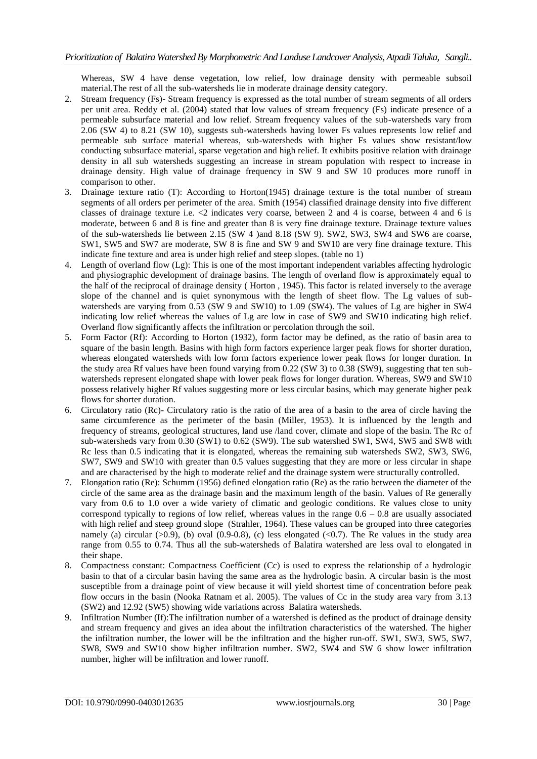Whereas, SW 4 have dense vegetation, low relief, low drainage density with permeable subsoil material.The rest of all the sub-watersheds lie in moderate drainage density category.

2. Stream frequency (Fs)- Stream frequency is expressed as the total number of stream segments of all orders per unit area. Reddy et al. (2004) stated that low values of stream frequency (Fs) indicate presence of a permeable subsurface material and low relief. Stream frequency values of the sub-watersheds vary from 2.06 (SW 4) to 8.21 (SW 10), suggests sub-watersheds having lower Fs values represents low relief and permeable sub surface material whereas, sub-watersheds with higher Fs values show resistant/low conducting subsurface material, sparse vegetation and high relief. It exhibits positive relation with drainage density in all sub watersheds suggesting an increase in stream population with respect to increase in drainage density. High value of drainage frequency in SW 9 and SW 10 produces more runoff in comparison to other.
3. Drainage texture ratio (T): According to Horton(1945) drainage texture is the total number of stream segments of all orders per perimeter of the area. Smith (1954) classified drainage density into five different classes of drainage texture i.e. <2 indicates very coarse, between 2 and 4 is coarse, between 4 and 6 is moderate, between 6 and 8 is fine and greater than 8 is very fine drainage texture. Drainage texture values of the sub-watersheds lie between 2.15 (SW 4 )and 8.18 (SW 9). SW2, SW3, SW4 and SW6 are coarse, SW1, SW5 and SW7 are moderate, SW 8 is fine and SW 9 and SW10 are very fine drainage texture. This indicate fine texture and area is under high relief and steep slopes. (table no 1)
4. Length of overland flow (Lg): This is one of the most important independent variables affecting hydrologic and physiographic development of drainage basins. The length of overland flow is approximately equal to the half of the reciprocal of drainage density ( Horton , 1945). This factor is related inversely to the average slope of the channel and is quiet synonymous with the length of sheet flow. The Lg values of sub-watersheds are varying from 0.53 (SW 9 and SW10) to 1.09 (SW4). The values of Lg are higher in SW4 indicating low relief whereas the values of Lg are low in case of SW9 and SW10 indicating high relief. Overland flow significantly affects the infiltration or percolation through the soil.
5. Form Factor (Rf): According to Horton (1932), form factor may be defined, as the ratio of basin area to square of the basin length. Basins with high form factors experience larger peak flows for shorter duration, whereas elongated watersheds with low form factors experience lower peak flows for longer duration. In the study area Rf values have been found varying from 0.22 (SW 3) to 0.38 (SW9), suggesting that ten sub-watersheds represent elongated shape with lower peak flows for longer duration. Whereas, SW9 and SW10 possess relatively higher Rf values suggesting more or less circular basins, which may generate higher peak flows for shorter duration.
6. Circulatory ratio (Rc)- Circulatory ratio is the ratio of the area of a basin to the area of circle having the same circumference as the perimeter of the basin (Miller, 1953). It is influenced by the length and frequency of streams, geological structures, land use /land cover, climate and slope of the basin. The Rc of sub-watersheds vary from 0.30 (SW1) to 0.62 (SW9). The sub watershed SW1, SW4, SW5 and SW8 with Rc less than 0.5 indicating that it is elongated, whereas the remaining sub watersheds SW2, SW3, SW6, SW7, SW9 and SW10 with greater than 0.5 values suggesting that they are more or less circular in shape and are characterised by the high to moderate relief and the drainage system were structurally controlled.
7. Elongation ratio (Re): Schumm (1956) defined elongation ratio (Re) as the ratio between the diameter of the circle of the same area as the drainage basin and the maximum length of the basin. Values of Re generally vary from 0.6 to 1.0 over a wide variety of climatic and geologic conditions. Re values close to unity correspond typically to regions of low relief, whereas values in the range 0.6 – 0.8 are usually associated with high relief and steep ground slope (Strahler, 1964). These values can be grouped into three categories namely (a) circular (>0.9), (b) oval (0.9-0.8), (c) less elongated (<0.7). The Re values in the study area range from 0.55 to 0.74. Thus all the sub-watersheds of Balatira watershed are less oval to elongated in their shape.
8. Compactness constant: Compactness Coefficient (Cc) is used to express the relationship of a hydrologic basin to that of a circular basin having the same area as the hydrologic basin. A circular basin is the most susceptible from a drainage point of view because it will yield shortest time of concentration before peak flow occurs in the basin (Nooka Ratnam et al. 2005). The values of Cc in the study area vary from 3.13 (SW2) and 12.92 (SW5) showing wide variations across Balatira watersheds.
9. Infiltration Number (If):The infiltration number of a watershed is defined as the product of drainage density and stream frequency and gives an idea about the infiltration characteristics of the watershed. The higher the infiltration number, the lower will be the infiltration and the higher run-off. SW1, SW3, SW5, SW7, SW8, SW9 and SW10 show higher infiltration number. SW2, SW4 and SW 6 show lower infiltration number, higher will be infiltration and lower runoff.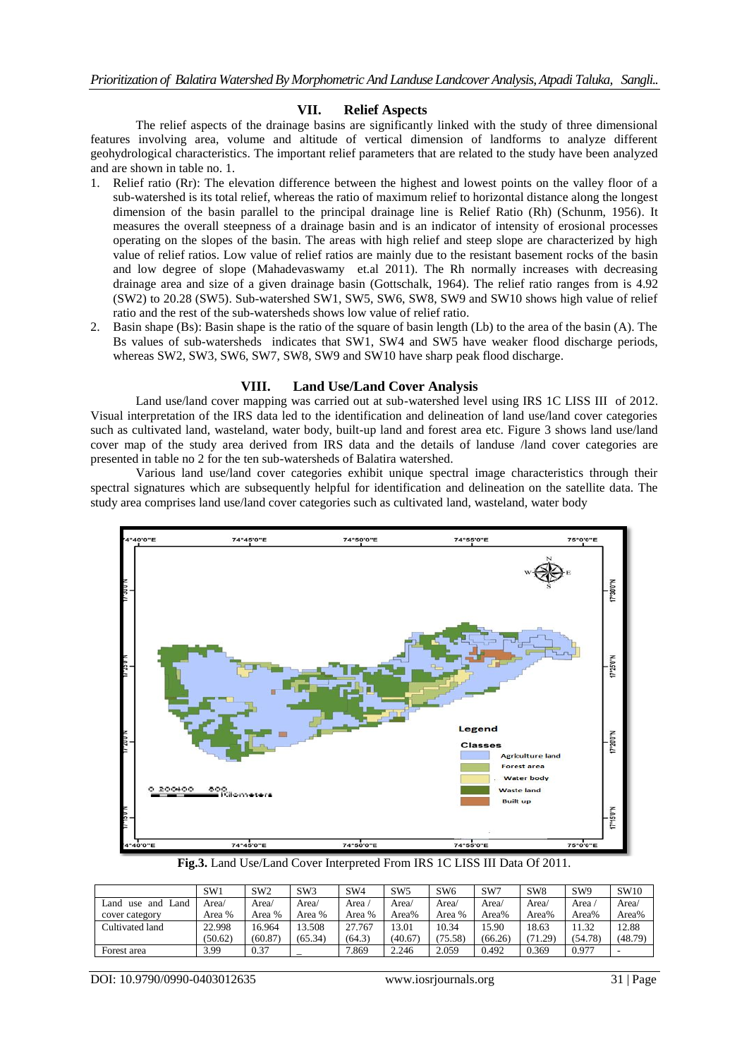## VII. Relief Aspects

The relief aspects of the drainage basins are significantly linked with the study of three dimensional features involving area, volume and altitude of vertical dimension of landforms to analyze different geohydrological characteristics. The important relief parameters that are related to the study have been analyzed and are shown in table no. 1.

1. Relief ratio (Rr): The elevation difference between the highest and lowest points on the valley floor of a sub-watershed is its total relief, whereas the ratio of maximum relief to horizontal distance along the longest dimension of the basin parallel to the principal drainage line is Relief Ratio (Rh) (Schunm, 1956). It measures the overall steepness of a drainage basin and is an indicator of intensity of erosional processes operating on the slopes of the basin. The areas with high relief and steep slope are characterized by high value of relief ratios. Low value of relief ratios are mainly due to the resistant basement rocks of the basin and low degree of slope (Mahadevaswamy et.al 2011). The Rh normally increases with decreasing drainage area and size of a given drainage basin (Gottschalk, 1964). The relief ratio ranges from is 4.92 (SW2) to 20.28 (SW5). Sub-watershed SW1, SW5, SW6, SW8, SW9 and SW10 shows high value of relief ratio and the rest of the sub-watersheds shows low value of relief ratio.
2. Basin shape (Bs): Basin shape is the ratio of the square of basin length (Lb) to the area of the basin (A). The Bs values of sub-watersheds indicates that SW1, SW4 and SW5 have weaker flood discharge periods, whereas SW2, SW3, SW6, SW7, SW8, SW9 and SW10 have sharp peak flood discharge.

## VIII. Land Use/Land Cover Analysis

Land use/land cover mapping was carried out at sub-watershed level using IRS 1C LISS III of 2012. Visual interpretation of the IRS data led to the identification and delineation of land use/land cover categories such as cultivated land, wasteland, water body, built-up land and forest area etc. Figure 3 shows land use/land cover map of the study area derived from IRS data and the details of landuse /land cover categories are presented in table no 2 for the ten sub-watersheds of Balatira watershed.

Various land use/land cover categories exhibit unique spectral image characteristics through their spectral signatures which are subsequently helpful for identification and delineation on the satellite data. The study area comprises land use/land cover categories such as cultivated land, wasteland, water body

**Fig.3.** Land Use/Land Cover Interpreted From IRS 1C LISS III Data Of 2011.

| | SW1 | SW2 | SW3 | SW4 | SW5 | SW6 | SW7 | SW8 | SW9 | SW10 |
|---|---|---|---|---|---|---|---|---|---|---|
| Land use and Land cover category | Area/ Area % | Area/ Area % | Area/ Area % | Area / Area % | Area/ Area% | Area/ Area % | Area/ Area% | Area/ Area% | Area / Area% | Area/ Area% |
| Cultivated land | 22.998 (50.62) | 16.964 (60.87) | 13.508 (65.34) | 27.767 (64.3) | 13.01 (40.67) | 10.34 (75.58) | 15.90 (66.26) | 18.63 (71.29) | 11.32 (54.78) | 12.88 (48.79) |
| Forest area | 3.99 | 0.37 | _ | 7.869 | 2.246 | 2.059 | 0.492 | 0.369 | 0.977 | - |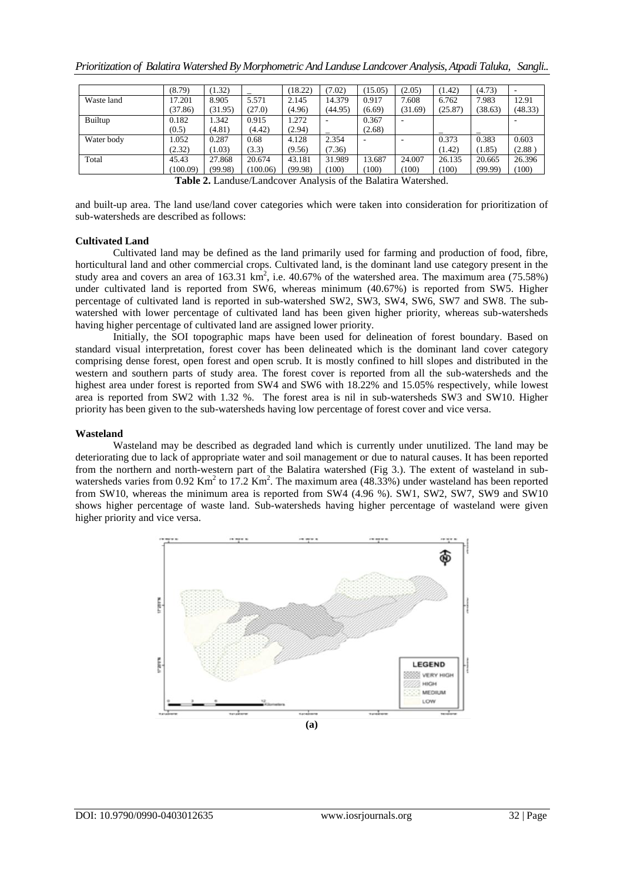| | | | | | | | | | | |
|---|---|---|---|---|---|---|---|---|---|---|
| | (8.79) | (1.32) | _ | (18.22) | (7.02) | (15.05) | (2.05) | (1.42) | (4.73) | - |
| Waste land | 17.201 (37.86) | 8.905 (31.95) | 5.571 (27.0) | 2.145 (4.96) | 14.379 (44.95) | 0.917 (6.69) | 7.608 (31.69) | 6.762 (25.87) | 7.983 (38.63) | 12.91 (48.33) |
| Builtup | 0.182 (0.5) | 1.342 (4.81) | 0.915 (4.42) | 1.272 (2.94) | - _ | 0.367 (2.68) | - | _ | _ | - |
| Water body | 1.052 (2.32) | 0.287 (1.03) | 0.68 (3.3) | 4.128 (9.56) | 2.354 (7.36) | - | - | 0.373 (1.42) | 0.383 (1.85) | 0.603 (2.88 ) |
| Total | 45.43 (100.09) | 27.868 (99.98) | 20.674 (100.06) | 43.181 (99.98) | 31.989 (100) | 13.687 (100) | 24.007 (100) | 26.135 (100) | 20.665 (99.99) | 26.396 (100) |

**Table 2.** Landuse/Landcover Analysis of the Balatira Watershed.

and built-up area. The land use/land cover categories which were taken into consideration for prioritization of sub-watersheds are described as follows:

**Cultivated Land**

Cultivated land may be defined as the land primarily used for farming and production of food, fibre, horticultural land and other commercial crops. Cultivated land, is the dominant land use category present in the study area and covers an area of 163.31 km$^2$, i.e. 40.67% of the watershed area. The maximum area (75.58%) under cultivated land is reported from SW6, whereas minimum (40.67%) is reported from SW5. Higher percentage of cultivated land is reported in sub-watershed SW2, SW3, SW4, SW6, SW7 and SW8. The sub-watershed with lower percentage of cultivated land has been given higher priority, whereas sub-watersheds having higher percentage of cultivated land are assigned lower priority.

Initially, the SOI topographic maps have been used for delineation of forest boundary. Based on standard visual interpretation, forest cover has been delineated which is the dominant land cover category comprising dense forest, open forest and open scrub. It is mostly confined to hill slopes and distributed in the western and southern parts of study area. The forest cover is reported from all the sub-watersheds and the highest area under forest is reported from SW4 and SW6 with 18.22% and 15.05% respectively, while lowest area is reported from SW2 with 1.32 %. The forest area is nil in sub-watersheds SW3 and SW10. Higher priority has been given to the sub-watersheds having low percentage of forest cover and vice versa.

**Wasteland**

Wasteland may be described as degraded land which is currently under unutilized. The land may be deteriorating due to lack of appropriate water and soil management or due to natural causes. It has been reported from the northern and north-western part of the Balatira watershed (Fig 3.). The extent of wasteland in sub-watersheds varies from 0.92 Km$^2$ to 17.2 Km$^2$. The maximum area (48.33%) under wasteland has been reported from SW10, whereas the minimum area is reported from SW4 (4.96 %). SW1, SW2, SW7, SW9 and SW10 shows higher percentage of waste land. Sub-watersheds having higher percentage of wasteland were given higher priority and vice versa.

**(a)**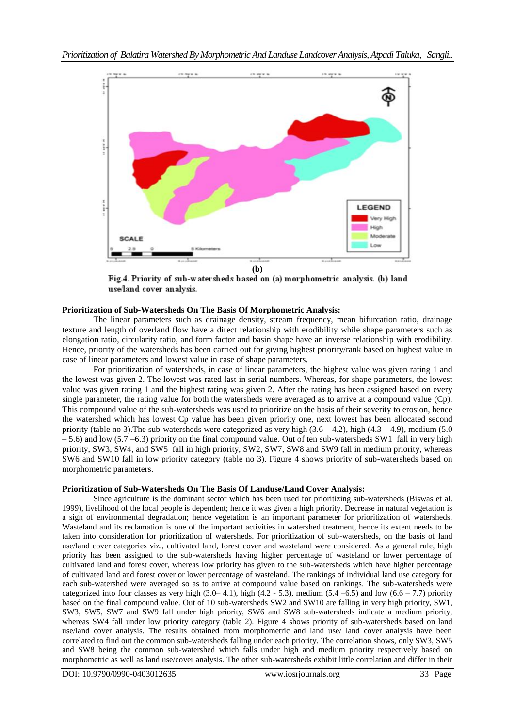(b)

Fig.4. Priority of sub-watersheds based on (a) morphometric analysis. (b) land use/land cover analysis.

**Prioritization of Sub-Watersheds On The Basis Of Morphometric Analysis:**

The linear parameters such as drainage density, stream frequency, mean bifurcation ratio, drainage texture and length of overland flow have a direct relationship with erodibility while shape parameters such as elongation ratio, circularity ratio, and form factor and basin shape have an inverse relationship with erodibility. Hence, priority of the watersheds has been carried out for giving highest priority/rank based on highest value in case of linear parameters and lowest value in case of shape parameters.

For prioritization of watersheds, in case of linear parameters, the highest value was given rating 1 and the lowest was given 2. The lowest was rated last in serial numbers. Whereas, for shape parameters, the lowest value was given rating 1 and the highest rating was given 2. After the rating has been assigned based on every single parameter, the rating value for both the watersheds were averaged as to arrive at a compound value (Cp). This compound value of the sub-watersheds was used to prioritize on the basis of their severity to erosion, hence the watershed which has lowest Cp value has been given priority one, next lowest has been allocated second priority (table no 3).The sub-watersheds were categorized as very high (3.6 – 4.2), high (4.3 – 4.9), medium (5.0 – 5.6) and low (5.7 –6.3) priority on the final compound value. Out of ten sub-watersheds SW1 fall in very high priority, SW3, SW4, and SW5 fall in high priority, SW2, SW7, SW8 and SW9 fall in medium priority, whereas SW6 and SW10 fall in low priority category (table no 3). Figure 4 shows priority of sub-watersheds based on morphometric parameters.

**Prioritization of Sub-Watersheds On The Basis Of Landuse/Land Cover Analysis:**

Since agriculture is the dominant sector which has been used for prioritizing sub-watersheds (Biswas et al. 1999), livelihood of the local people is dependent; hence it was given a high priority. Decrease in natural vegetation is a sign of environmental degradation; hence vegetation is an important parameter for prioritization of watersheds. Wasteland and its reclamation is one of the important activities in watershed treatment, hence its extent needs to be taken into consideration for prioritization of watersheds. For prioritization of sub-watersheds, on the basis of land use/land cover categories viz., cultivated land, forest cover and wasteland were considered. As a general rule, high priority has been assigned to the sub-watersheds having higher percentage of wasteland or lower percentage of cultivated land and forest cover, whereas low priority has given to the sub-watersheds which have higher percentage of cultivated land and forest cover or lower percentage of wasteland. The rankings of individual land use category for each sub-watershed were averaged so as to arrive at compound value based on rankings. The sub-watersheds were categorized into four classes as very high (3.0– 4.1), high (4.2 - 5.3), medium (5.4 –6.5) and low (6.6 – 7.7) priority based on the final compound value. Out of 10 sub-watersheds SW2 and SW10 are falling in very high priority, SW1, SW3, SW5, SW7 and SW9 fall under high priority, SW6 and SW8 sub-watersheds indicate a medium priority, whereas SW4 fall under low priority category (table 2). Figure 4 shows priority of sub-watersheds based on land use/land cover analysis. The results obtained from morphometric and land use/ land cover analysis have been correlated to find out the common sub-watersheds falling under each priority. The correlation shows, only SW3, SW5 and SW8 being the common sub-watershed which falls under high and medium priority respectively based on morphometric as well as land use/cover analysis. The other sub-watersheds exhibit little correlation and differ in their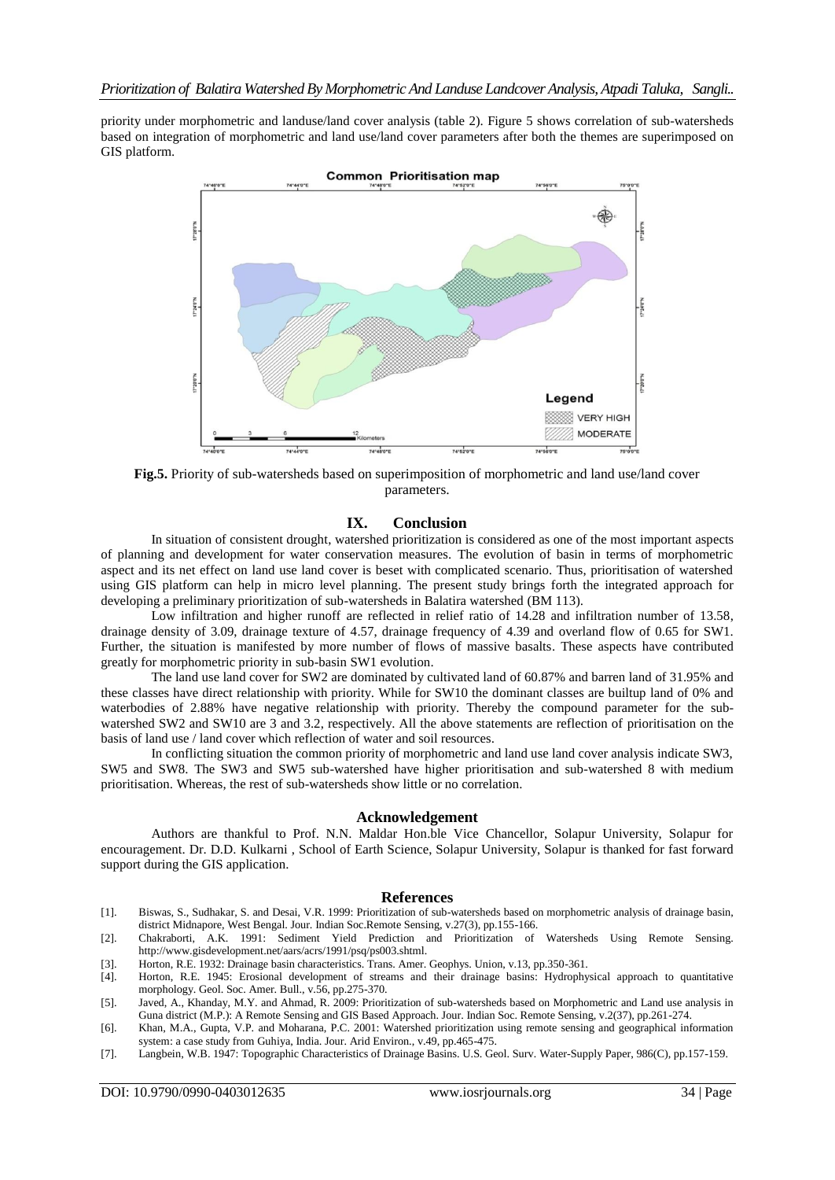priority under morphometric and landuse/land cover analysis (table 2). Figure 5 shows correlation of sub-watersheds based on integration of morphometric and land use/land cover parameters after both the themes are superimposed on GIS platform.

**Fig.5.** Priority of sub-watersheds based on superimposition of morphometric and land use/land cover parameters.

## IX. Conclusion

In situation of consistent drought, watershed prioritization is considered as one of the most important aspects of planning and development for water conservation measures. The evolution of basin in terms of morphometric aspect and its net effect on land use land cover is beset with complicated scenario. Thus, prioritisation of watershed using GIS platform can help in micro level planning. The present study brings forth the integrated approach for developing a preliminary prioritization of sub-watersheds in Balatira watershed (BM 113).

Low infiltration and higher runoff are reflected in relief ratio of 14.28 and infiltration number of 13.58, drainage density of 3.09, drainage texture of 4.57, drainage frequency of 4.39 and overland flow of 0.65 for SW1. Further, the situation is manifested by more number of flows of massive basalts. These aspects have contributed greatly for morphometric priority in sub-basin SW1 evolution.

The land use land cover for SW2 are dominated by cultivated land of 60.87% and barren land of 31.95% and these classes have direct relationship with priority. While for SW10 the dominant classes are builtup land of 0% and waterbodies of 2.88% have negative relationship with priority. Thereby the compound parameter for the sub-watershed SW2 and SW10 are 3 and 3.2, respectively. All the above statements are reflection of prioritisation on the basis of land use / land cover which reflection of water and soil resources.

In conflicting situation the common priority of morphometric and land use land cover analysis indicate SW3, SW5 and SW8. The SW3 and SW5 sub-watershed have higher prioritisation and sub-watershed 8 with medium prioritisation. Whereas, the rest of sub-watersheds show little or no correlation.

## Acknowledgement

Authors are thankful to Prof. N.N. Maldar Hon.ble Vice Chancellor, Solapur University, Solapur for encouragement. Dr. D.D. Kulkarni , School of Earth Science, Solapur University, Solapur is thanked for fast forward support during the GIS application.

## References

[1]. Biswas, S., Sudhakar, S. and Desai, V.R. 1999: Prioritization of sub-watersheds based on morphometric analysis of drainage basin, district Midnapore, West Bengal. Jour. Indian Soc.Remote Sensing, v.27(3), pp.155-166.

[2]. Chakraborti, A.K. 1991: Sediment Yield Prediction and Prioritization of Watersheds Using Remote Sensing. http://www.gisdevelopment.net/aars/acrs/1991/psq/ps003.shtml.

[3]. Horton, R.E. 1932: Drainage basin characteristics. Trans. Amer. Geophys. Union, v.13, pp.350-361.

[4]. Horton, R.E. 1945: Erosional development of streams and their drainage basins: Hydrophysical approach to quantitative morphology. Geol. Soc. Amer. Bull., v.56, pp.275-370.

[5]. Javed, A., Khanday, M.Y. and Ahmad, R. 2009: Prioritization of sub-watersheds based on Morphometric and Land use analysis in Guna district (M.P.): A Remote Sensing and GIS Based Approach. Jour. Indian Soc. Remote Sensing, v.2(37), pp.261-274.

[6]. Khan, M.A., Gupta, V.P. and Moharana, P.C. 2001: Watershed prioritization using remote sensing and geographical information system: a case study from Guhiya, India. Jour. Arid Environ., v.49, pp.465-475.

[7]. Langbein, W.B. 1947: Topographic Characteristics of Drainage Basins. U.S. Geol. Surv. Water-Supply Paper, 986(C), pp.157-159.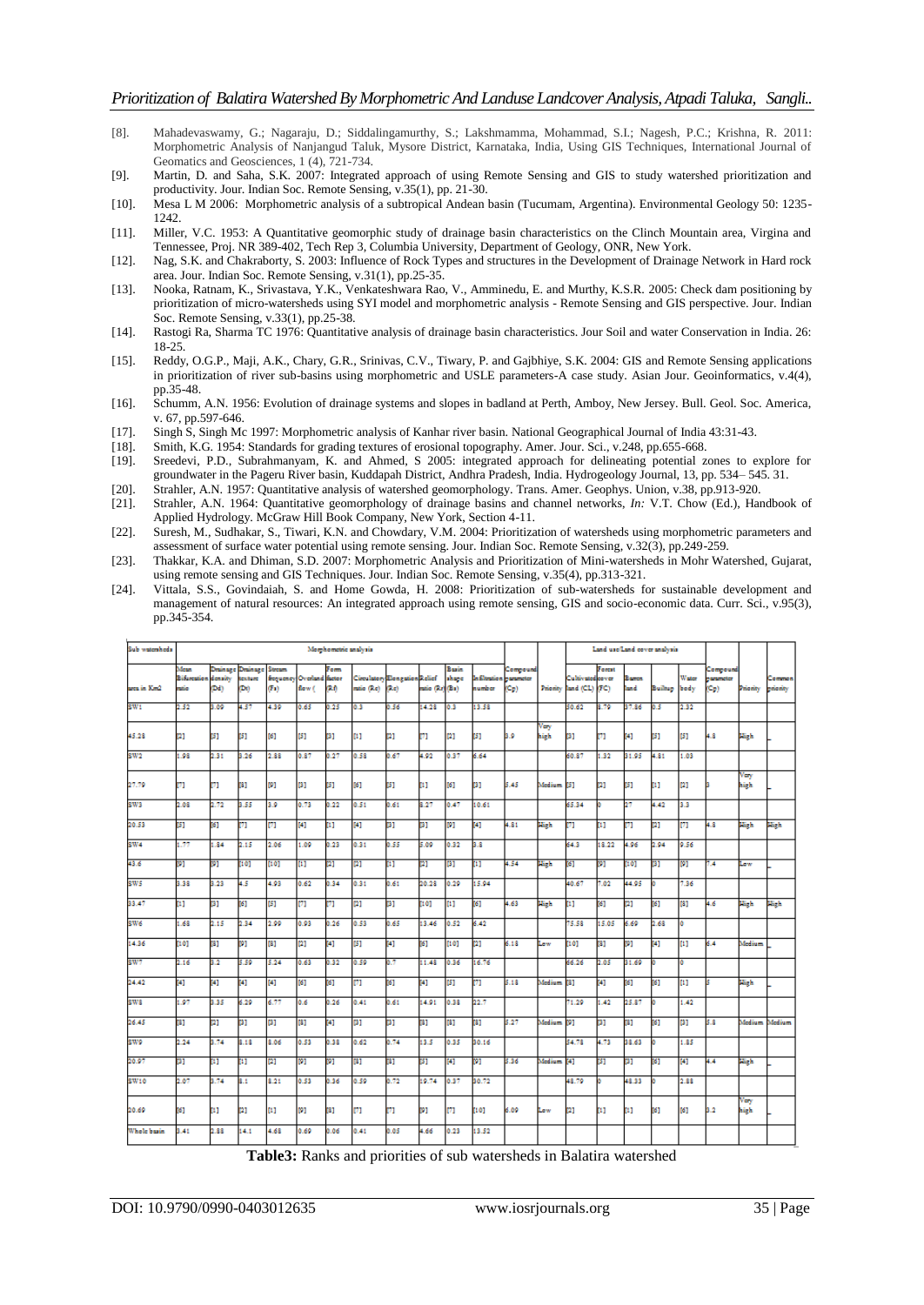[8]. Mahadevaswamy, G.; Nagaraju, D.; Siddalingamurthy, S.; Lakshmamma, Mohammad, S.I.; Nagesh, P.C.; Krishna, R. 2011: Morphometric Analysis of Nanjangud Taluk, Mysore District, Karnataka, India, Using GIS Techniques, International Journal of Geomatics and Geosciences, 1 (4), 721-734.

[9]. Martin, D. and Saha, S.K. 2007: Integrated approach of using Remote Sensing and GIS to study watershed prioritization and productivity. Jour. Indian Soc. Remote Sensing, v.35(1), pp. 21-30.

[10]. Mesa L M 2006: Morphometric analysis of a subtropical Andean basin (Tucumam, Argentina). Environmental Geology 50: 1235-1242.

[11]. Miller, V.C. 1953: A Quantitative geomorphic study of drainage basin characteristics on the Clinch Mountain area, Virgina and Tennessee, Proj. NR 389-402, Tech Rep 3, Columbia University, Department of Geology, ONR, New York.

[12]. Nag, S.K. and Chakraborty, S. 2003: Influence of Rock Types and structures in the Development of Drainage Network in Hard rock area. Jour. Indian Soc. Remote Sensing, v.31(1), pp.25-35.

[13]. Nooka, Ratnam, K., Srivastava, Y.K., Venkateshwara Rao, V., Amminedu, E. and Murthy, K.S.R. 2005: Check dam positioning by prioritization of micro-watersheds using SYI model and morphometric analysis - Remote Sensing and GIS perspective. Jour. Indian Soc. Remote Sensing, v.33(1), pp.25-38.

[14]. Rastogi Ra, Sharma TC 1976: Quantitative analysis of drainage basin characteristics. Jour Soil and water Conservation in India. 26: 18-25.

[15]. Reddy, O.G.P., Maji, A.K., Chary, G.R., Srinivas, C.V., Tiwary, P. and Gajbhiye, S.K. 2004: GIS and Remote Sensing applications in prioritization of river sub-basins using morphometric and USLE parameters-A case study. Asian Jour. Geoinformatics, v.4(4), pp.35-48.

[16]. Schumm, A.N. 1956: Evolution of drainage systems and slopes in badland at Perth, Amboy, New Jersey. Bull. Geol. Soc. America, v. 67, pp.597-646.

[17]. Singh S, Singh Mc 1997: Morphometric analysis of Kanhar river basin. National Geographical Journal of India 43:31-43.

[18]. Smith, K.G. 1954: Standards for grading textures of erosional topography. Amer. Jour. Sci., v.248, pp.655-668.

[19]. Sreedevi, P.D., Subrahmanyam, K. and Ahmed, S 2005: integrated approach for delineating potential zones to explore for groundwater in the Pageru River basin, Kuddapah District, Andhra Pradesh, India. Hydrogeology Journal, 13, pp. 534– 545. 31.

[20]. Strahler, A.N. 1957: Quantitative analysis of watershed geomorphology. Trans. Amer. Geophys. Union, v.38, pp.913-920.

[21]. Strahler, A.N. 1964: Quantitative geomorphology of drainage basins and channel networks, *In:* V.T. Chow (Ed.), Handbook of Applied Hydrology. McGraw Hill Book Company, New York, Section 4-11.

[22]. Suresh, M., Sudhakar, S., Tiwari, K.N. and Chowdary, V.M. 2004: Prioritization of watersheds using morphometric parameters and assessment of surface water potential using remote sensing. Jour. Indian Soc. Remote Sensing, v.32(3), pp.249-259.

[23]. Thakkar, K.A. and Dhiman, S.D. 2007: Morphometric Analysis and Prioritization of Mini-watersheds in Mohr Watershed, Gujarat, using remote sensing and GIS Techniques. Jour. Indian Soc. Remote Sensing, v.35(4), pp.313-321.

[24]. Vittala, S.S., Govindaiah, S. and Home Gowda, H. 2008: Prioritization of sub-watersheds for sustainable development and management of natural resources: An integrated approach using remote sensing, GIS and socio-economic data. Curr. Sci., v.95(3), pp.345-354.

| Sub watersheds | Morphometric analysis | | | | | | | | | | | | | Land use/Land cover analysis | | | | | | | |
|---|---|---|---|---|---|---|---|---|---|---|---|---|---|---|---|---|---|---|---|---|---|
| area in Km2 | Mean Bifurcation ratio | Drainage density (Dd) | Drainage texture (Dt) | Stream frequency (Fs) | Overland flow ( | Form factor (Rf) | Circulatory ratio (Rc) | Elongation (Re) | Relief ratio (Rr) | Basin shape (Bs) | Infiltration number | Compound parameter (Cp) | Priority | Cultivated land (CL) | Forest cover (FC) | Barren land | Builtup | Water body | Compound parameter (Cp) | Priority | Common priority |
| SW1 | 2.52 | 3.09 | 4.57 | 4.39 | 0.65 | 0.25 | 0.3 | 0.56 | 14.28 | 0.3 | 13.58 | | | 50.62 | 8.79 | 37.86 | 0.5 | 2.32 | | | |
| 45.28 | [2] | [5] | [5] | [6] | [5] | [3] | [1] | [2] | [7] | [2] | [5] | 3.9 | Very high | [3] | [7] | [4] | [5] | [5] | 4.8 | High | _ |
| SW2 | 1.98 | 2.31 | 3.26 | 2.88 | 0.87 | 0.27 | 0.58 | 0.67 | 4.92 | 0.37 | 6.64 | | | 60.87 | 1.32 | 31.95 | 4.81 | 1.03 | | | |
| 27.79 | [7] | [7] | [8] | [9] | [3] | [5] | [6] | [5] | [1] | [6] | [3] | 5.45 | Medium | [5] | [2] | [5] | [1] | [2] | 3 | Very high | _ |
| SW3 | 2.08 | 2.72 | 3.55 | 3.9 | 0.73 | 0.22 | 0.51 | 0.61 | 8.27 | 0.47 | 10.61 | | | 65.34 | 0 | 27 | 4.42 | 3.3 | | | |
| 20.53 | [5] | [6] | [7] | [7] | [4] | [1] | [4] | [3] | [3] | [9] | [4] | 4.81 | High | [7] | [1] | [7] | [2] | [7] | 4.8 | High | High |
| SW4 | 1.77 | 1.84 | 2.15 | 2.06 | 1.09 | 0.23 | 0.31 | 0.55 | 5.09 | 0.32 | 3.8 | | | 64.3 | 18.22 | 4.96 | 2.94 | 9.56 | | | |
| 43.6 | [9] | [9] | [10] | [10] | [1] | [2] | [2] | [1] | [2] | [3] | [1] | 4.54 | High | [6] | [9] | [10] | [3] | [9] | 7.4 | Low | _ |
| SW5 | 3.38 | 3.23 | 4.5 | 4.93 | 0.62 | 0.34 | 0.31 | 0.61 | 20.28 | 0.29 | 15.94 | | | 40.67 | 7.02 | 44.95 | 0 | 7.36 | | | |
| 33.47 | [1] | [3] | [6] | [5] | [7] | [7] | [2] | [3] | [10] | [1] | [6] | 4.63 | High | [1] | [6] | [2] | [6] | [8] | 4.6 | High | High |
| SW6 | 1.68 | 2.15 | 2.34 | 2.99 | 0.93 | 0.26 | 0.53 | 0.65 | 13.46 | 0.52 | 6.42 | | | 75.58 | 15.05 | 6.69 | 2.68 | 0 | | | |
| 14.36 | [10] | [8] | [9] | [8] | [2] | [4] | [5] | [4] | [6] | [10] | [2] | 6.18 | Low | [10] | [8] | [9] | [4] | [1] | 6.4 | Medium | _ |
| SW7 | 2.16 | 3.2 | 5.59 | 5.24 | 0.63 | 0.32 | 0.59 | 0.7 | 11.48 | 0.36 | 16.76 | | | 66.26 | 2.05 | 31.69 | 0 | 0 | | | |
| 24.42 | [4] | [4] | [4] | [4] | [6] | [6] | [7] | [6] | [4] | [5] | [7] | 5.18 | Medium | [8] | [4] | [6] | [6] | [1] | 5 | High | _ |
| SW8 | 1.97 | 3.35 | 6.29 | 6.77 | 0.6 | 0.26 | 0.41 | 0.61 | 14.91 | 0.38 | 22.7 | | | 71.29 | 1.42 | 25.87 | 0 | 1.42 | | | |
| 26.45 | [8] | [2] | [3] | [3] | [8] | [4] | [3] | [3] | [8] | [8] | [8] | 5.27 | Medium | [9] | [3] | [8] | [6] | [3] | 5.8 | Medium | Medium |
| SW9 | 2.24 | 3.74 | 8.18 | 8.06 | 0.53 | 0.38 | 0.62 | 0.74 | 13.5 | 0.35 | 30.16 | | | 54.78 | 4.73 | 38.63 | 0 | 1.85 | | | |
| 20.97 | [3] | [1] | [1] | [2] | [9] | [9] | [8] | [8] | [5] | [4] | [9] | 5.36 | Medium | [4] | [5] | [3] | [6] | [4] | 4.4 | High | _ |
| SW10 | 2.07 | 3.74 | 8.1 | 8.21 | 0.53 | 0.36 | 0.59 | 0.72 | 19.74 | 0.37 | 30.72 | | | 48.79 | 0 | 48.33 | 0 | 2.88 | | | |
| 20.69 | [6] | [1] | [2] | [1] | [9] | [8] | [7] | [7] | [9] | [7] | [10] | 6.09 | Low | [2] | [1] | [1] | [6] | [6] | 3.2 | Very high | _ |
| Whole basin | 3.41 | 2.88 | 14.1 | 4.68 | 0.69 | 0.06 | 0.41 | 0.05 | 4.66 | 0.23 | 13.52 | | | | | | | | | | |

**Table3:** Ranks and priorities of sub watersheds in Balatira watershed